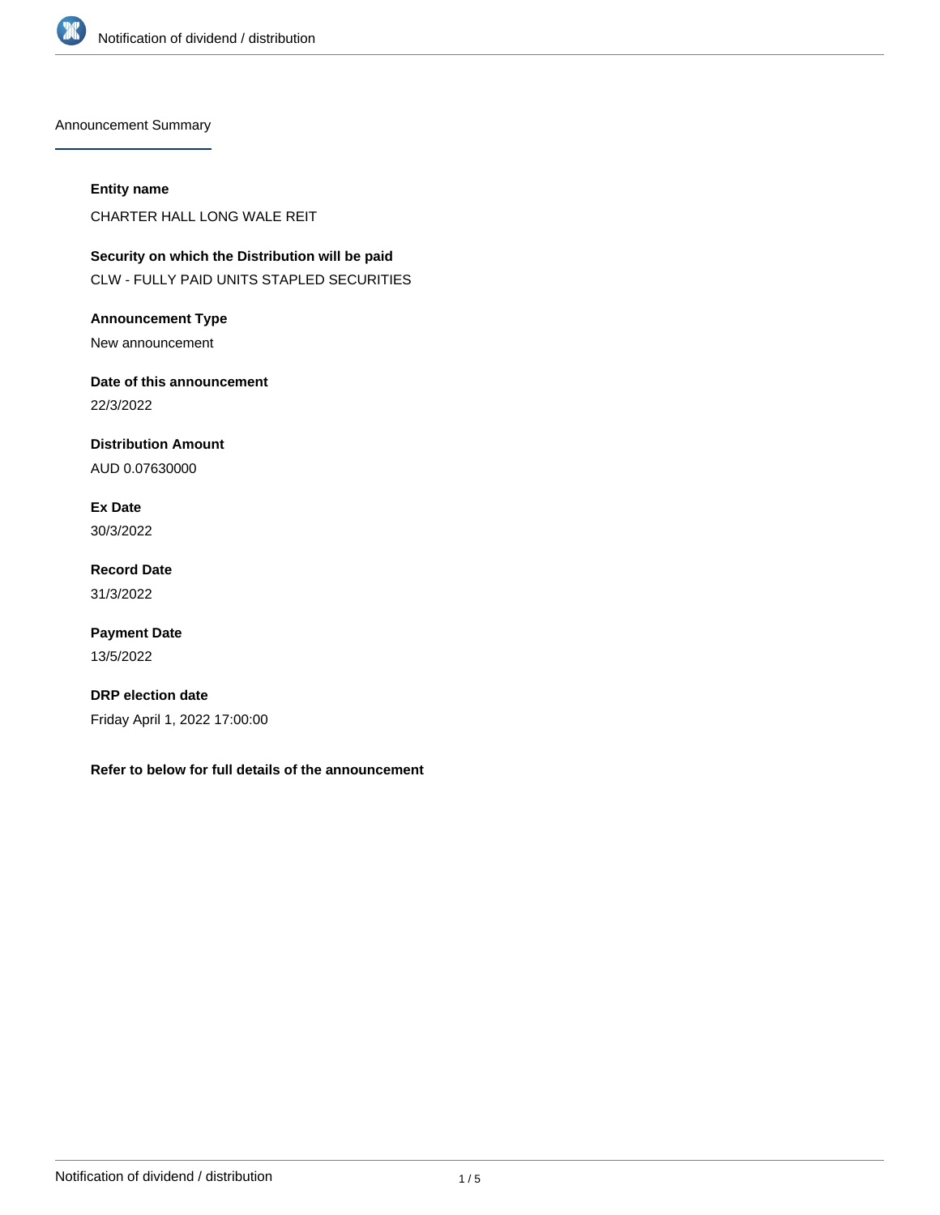Announcement Summary

**Entity name**

CHARTER HALL LONG WALE REIT

**Security on which the Distribution will be paid**

CLW - FULLY PAID UNITS STAPLED SECURITIES

**Announcement Type**

New announcement

**Date of this announcement**

22/3/2022

**Distribution Amount**

AUD 0.07630000

**Ex Date**

30/3/2022

**Record Date**

31/3/2022

**Payment Date**

13/5/2022

**DRP election date**

Friday April 1, 2022 17:00:00

**Refer to below for full details of the announcement**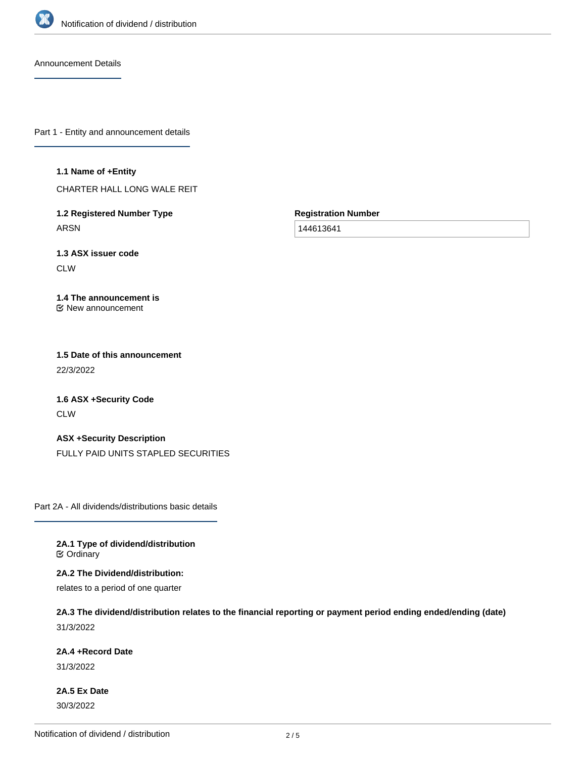## Announcement Details

### Part 1 - Entity and announcement details

**1.1 Name of +Entity**

CHARTER HALL LONG WALE REIT

**1.2 Registered Number Type**

ARSN

**Registration Number**

144613641

**1.3 ASX issuer code**

CLW

**1.4 The announcement is**

New announcement

**1.5 Date of this announcement**

22/3/2022

**1.6 ASX +Security Code**

CLW

**ASX +Security Description**

FULLY PAID UNITS STAPLED SECURITIES

### Part 2A - All dividends/distributions basic details

**2A.1 Type of dividend/distribution**

Ordinary

**2A.2 The Dividend/distribution:**

relates to a period of one quarter

**2A.3 The dividend/distribution relates to the financial reporting or payment period ending ended/ending (date)**

31/3/2022

**2A.4 +Record Date**

31/3/2022

**2A.5 Ex Date**

30/3/2022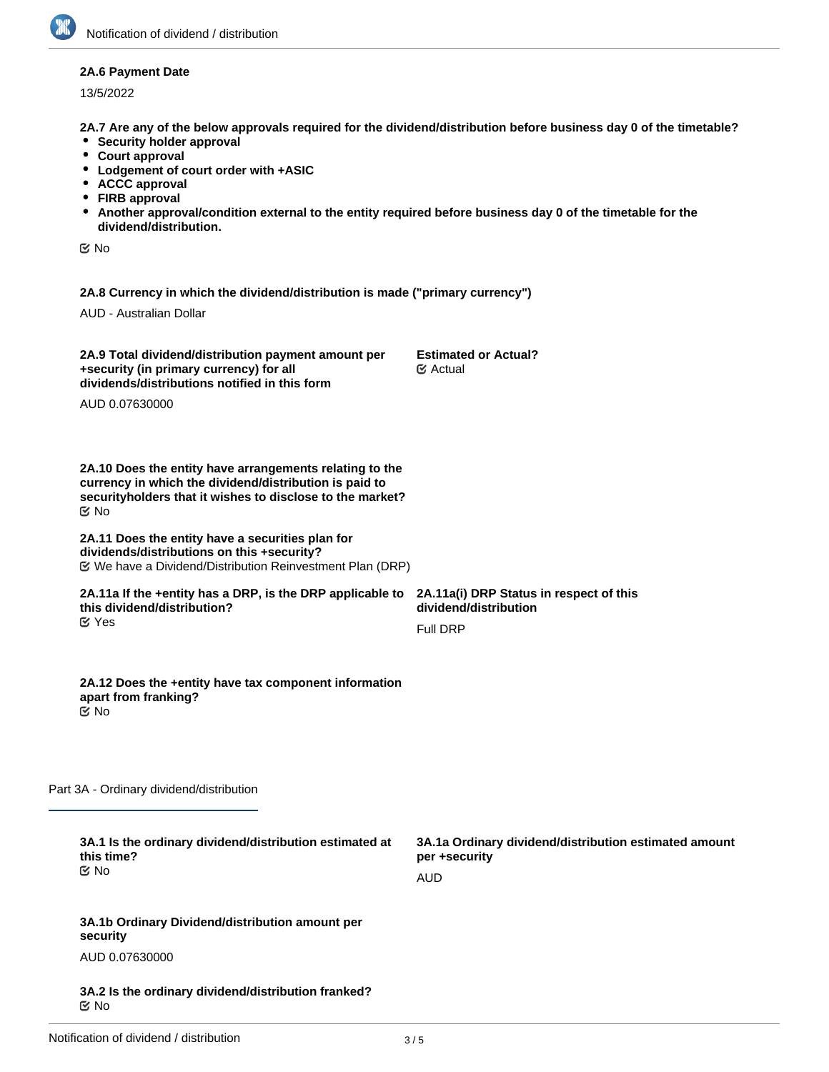**2A.6 Payment Date**

13/5/2022

**2A.7 Are any of the below approvals required for the dividend/distribution before business day 0 of the timetable?**

- **Security holder approval**
- **Court approval**
- **Lodgement of court order with +ASIC**
- **ACCC approval**
- **FIRB approval**
- **Another approval/condition external to the entity required before business day 0 of the timetable for the dividend/distribution.**

☑ No

**2A.8 Currency in which the dividend/distribution is made ("primary currency")**

AUD - Australian Dollar

**2A.9 Total dividend/distribution payment amount per +security (in primary currency) for all dividends/distributions notified in this form**

AUD 0.07630000

**Estimated or Actual?**

☑ Actual

**2A.10 Does the entity have arrangements relating to the currency in which the dividend/distribution is paid to securityholders that it wishes to disclose to the market?**

☑ No

**2A.11 Does the entity have a securities plan for dividends/distributions on this +security?**

☑ We have a Dividend/Distribution Reinvestment Plan (DRP)

**2A.11a If the +entity has a DRP, is the DRP applicable to this dividend/distribution?**

☑ Yes

**2A.11a(i) DRP Status in respect of this dividend/distribution**

Full DRP

**2A.12 Does the +entity have tax component information apart from franking?**

☑ No

## Part 3A - Ordinary dividend/distribution

**3A.1 Is the ordinary dividend/distribution estimated at this time?**

☑ No

**3A.1a Ordinary dividend/distribution estimated amount per +security**

AUD

**3A.1b Ordinary Dividend/distribution amount per security**

AUD 0.07630000

**3A.2 Is the ordinary dividend/distribution franked?**

☑ No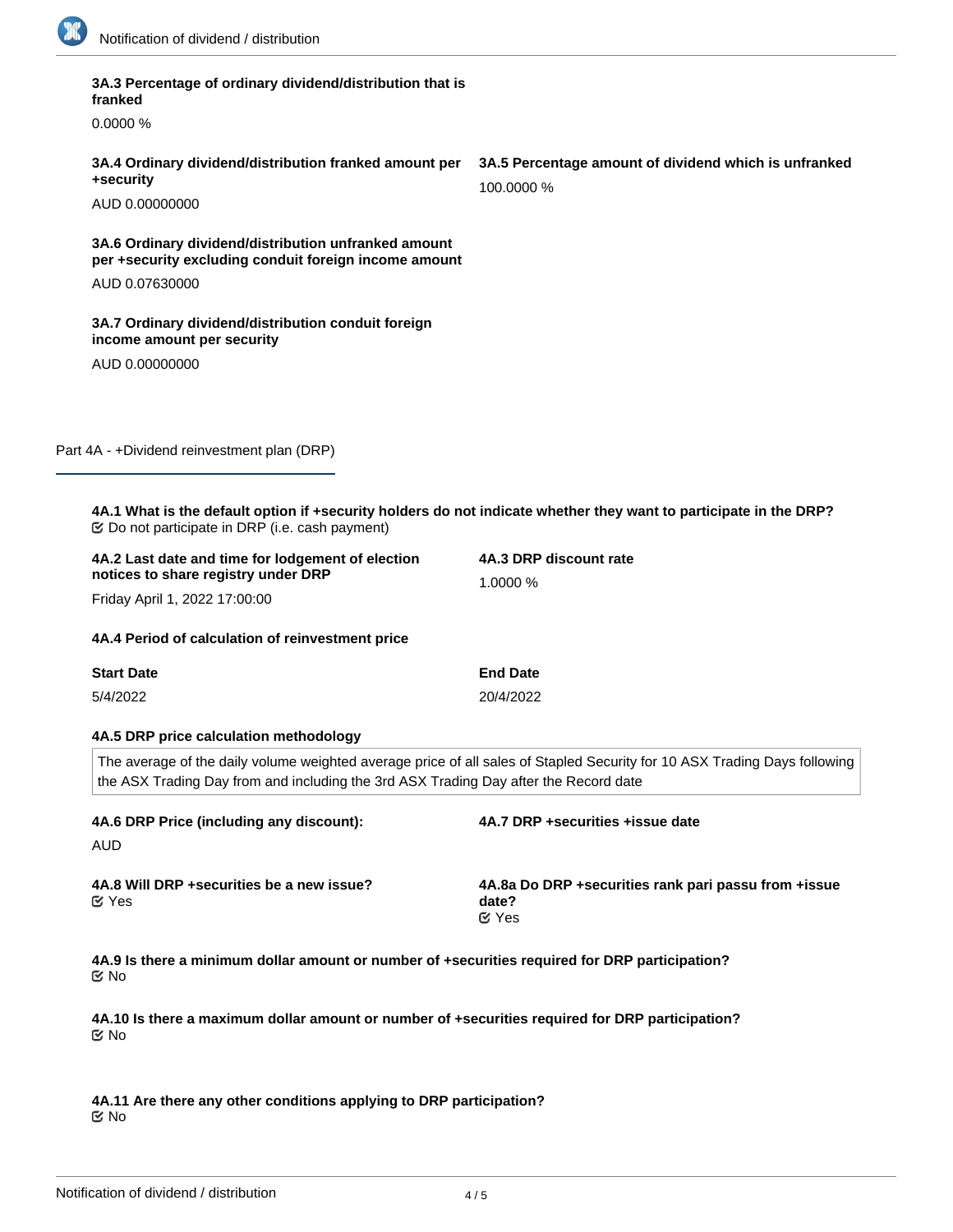**3A.3 Percentage of ordinary dividend/distribution that is franked**

0.0000 %

**3A.4 Ordinary dividend/distribution franked amount per +security**

AUD 0.00000000

**3A.5 Percentage amount of dividend which is unfranked**

100.0000 %

**3A.6 Ordinary dividend/distribution unfranked amount per +security excluding conduit foreign income amount**

AUD 0.07630000

**3A.7 Ordinary dividend/distribution conduit foreign income amount per security**

AUD 0.00000000

## Part 4A - +Dividend reinvestment plan (DRP)

**4A.1 What is the default option if +security holders do not indicate whether they want to participate in the DRP?**

Do not participate in DRP (i.e. cash payment)

**4A.2 Last date and time for lodgement of election notices to share registry under DRP**

Friday April 1, 2022 17:00:00

**4A.3 DRP discount rate**

1.0000 %

**4A.4 Period of calculation of reinvestment price**

| Start Date | End Date |
| --- | --- |
| 5/4/2022 | 20/4/2022 |

**4A.5 DRP price calculation methodology**

The average of the daily volume weighted average price of all sales of Stapled Security for 10 ASX Trading Days following the ASX Trading Day from and including the 3rd ASX Trading Day after the Record date

**4A.6 DRP Price (including any discount):**

AUD

**4A.7 DRP +securities +issue date**

**4A.8 Will DRP +securities be a new issue?**

Yes

**4A.8a Do DRP +securities rank pari passu from +issue date?**

Yes

**4A.9 Is there a minimum dollar amount or number of +securities required for DRP participation?**

No

**4A.10 Is there a maximum dollar amount or number of +securities required for DRP participation?**

No

**4A.11 Are there any other conditions applying to DRP participation?**

No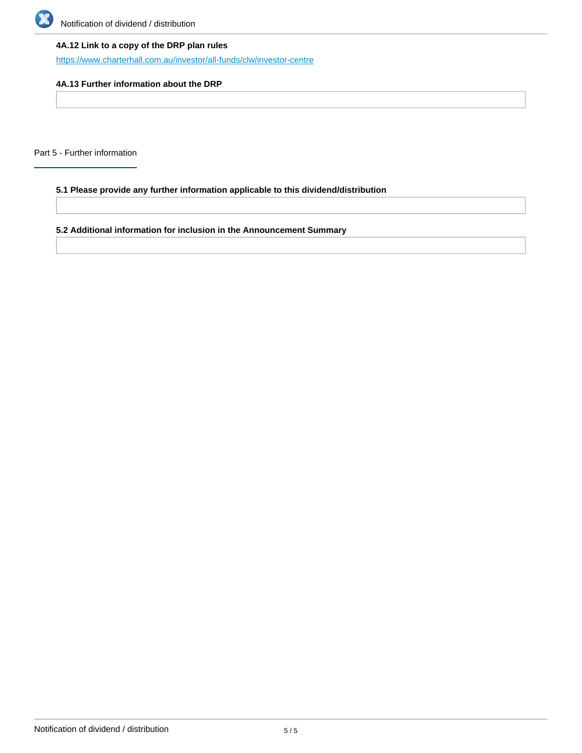**4A.12 Link to a copy of the DRP plan rules**

https://www.charterhall.com.au/investor/all-funds/clw/investor-centre

**4A.13 Further information about the DRP**

## Part 5 - Further information

**5.1 Please provide any further information applicable to this dividend/distribution**

**5.2 Additional information for inclusion in the Announcement Summary**